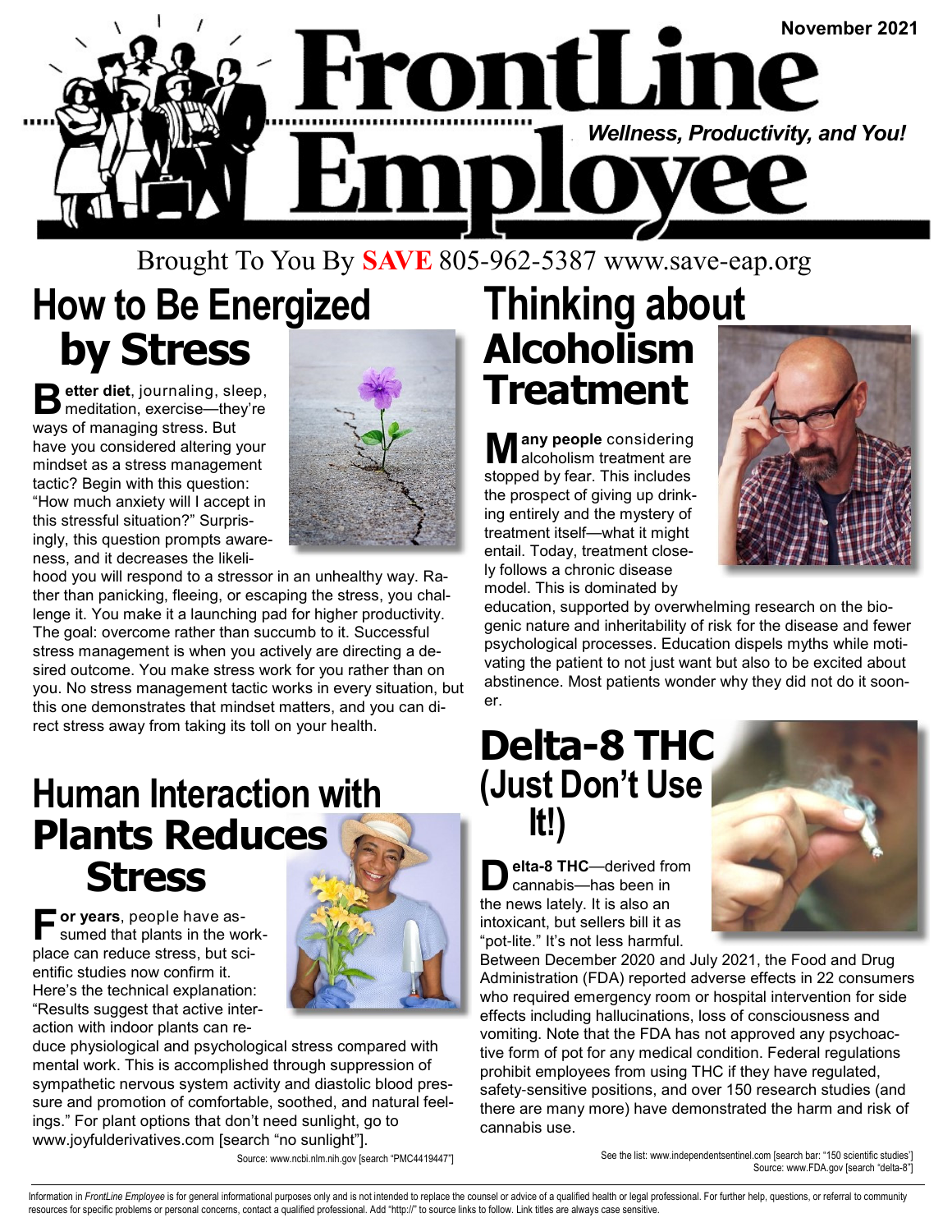# FrontLine Employee

November 2021

*Wellness, Productivity, and You!*

Brought To You By **SAVE** 805-962-5387 www.save-eap.org

## How to Be Energized by Stress

**Better diet**, journaling, sleep, meditation, exercise—they're ways of managing stress. But have you considered altering your mindset as a stress management tactic? Begin with this question: "How much anxiety will I accept in this stressful situation?" Surprisingly, this question prompts awareness, and it decreases the likelihood you will respond to a stressor in an unhealthy way. Rather than panicking, fleeing, or escaping the stress, you challenge it. You make it a launching pad for higher productivity. The goal: overcome rather than succumb to it. Successful stress management is when you actively are directing a desired outcome. You make stress work for you rather than on you. No stress management tactic works in every situation, but this one demonstrates that mindset matters, and you can direct stress away from taking its toll on your health.

## Human Interaction with Plants Reduces Stress

**For years**, people have assumed that plants in the workplace can reduce stress, but scientific studies now confirm it. Here's the technical explanation: "Results suggest that active interaction with indoor plants can reduce physiological and psychological stress compared with mental work. This is accomplished through suppression of sympathetic nervous system activity and diastolic blood pressure and promotion of comfortable, soothed, and natural feelings." For plant options that don't need sunlight, go to www.joyfulderivatives.com [search "no sunlight"].

Source: www.ncbi.nlm.nih.gov [search "PMC4419447"]

## Thinking about Alcoholism Treatment

**Many people** considering alcoholism treatment are stopped by fear. This includes the prospect of giving up drinking entirely and the mystery of treatment itself—what it might entail. Today, treatment closely follows a chronic disease model. This is dominated by education, supported by overwhelming research on the biogenic nature and inheritability of risk for the disease and fewer psychological processes. Education dispels myths while motivating the patient to not just want but also to be excited about abstinence. Most patients wonder why they did not do it sooner.

## Delta-8 THC (Just Don't Use It!)

**Delta-8 THC**—derived from cannabis—has been in the news lately. It is also an intoxicant, but sellers bill it as "pot-lite." It's not less harmful. Between December 2020 and July 2021, the Food and Drug Administration (FDA) reported adverse effects in 22 consumers who required emergency room or hospital intervention for side effects including hallucinations, loss of consciousness and vomiting. Note that the FDA has not approved any psychoactive form of pot for any medical condition. Federal regulations prohibit employees from using THC if they have regulated, safety-sensitive positions, and over 150 research studies (and there are many more) have demonstrated the harm and risk of cannabis use.

See the list: www.independentsentinel.com [search bar: "150 scientific studies"]
Source: www.FDA.gov [search "delta-8"]

Information in *FrontLine Employee* is for general informational purposes only and is not intended to replace the counsel or advice of a qualified health or legal professional. For further help, questions, or referral to community resources for specific problems or personal concerns, contact a qualified professional. Add "http://" to source links to follow. Link titles are always case sensitive.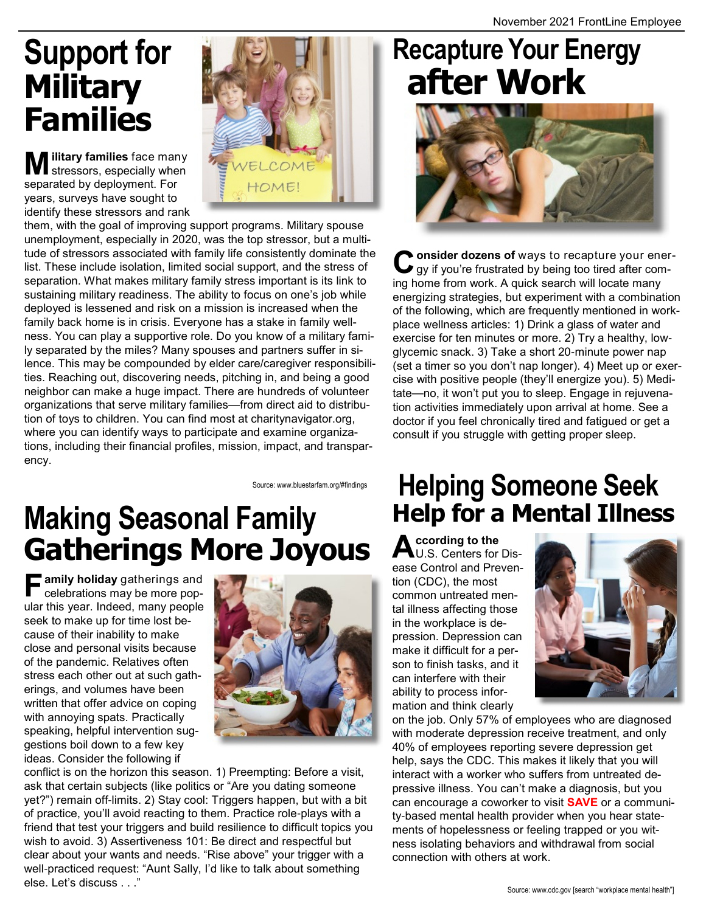# Support for Military Families

**Military families** face many stressors, especially when separated by deployment. For years, surveys have sought to identify these stressors and rank them, with the goal of improving support programs. Military spouse unemployment, especially in 2020, was the top stressor, but a multitude of stressors associated with family life consistently dominate the list. These include isolation, limited social support, and the stress of separation. What makes military family stress important is its link to sustaining military readiness. The ability to focus on one's job while deployed is lessened and risk on a mission is increased when the family back home is in crisis. Everyone has a stake in family wellness. You can play a supportive role. Do you know of a military family separated by the miles? Many spouses and partners suffer in silence. This may be compounded by elder care/caregiver responsibilities. Reaching out, discovering needs, pitching in, and being a good neighbor can make a huge impact. There are hundreds of volunteer organizations that serve military families—from direct aid to distribution of toys to children. You can find most at charitynavigator.org, where you can identify ways to participate and examine organizations, including their financial profiles, mission, impact, and transparency.

Source: www.bluestarfam.org/#findings

# Recapture Your Energy after Work

**Consider dozens of** ways to recapture your energy if you're frustrated by being too tired after coming home from work. A quick search will locate many energizing strategies, but experiment with a combination of the following, which are frequently mentioned in workplace wellness articles: 1) Drink a glass of water and exercise for ten minutes or more. 2) Try a healthy, low-glycemic snack. 3) Take a short 20-minute power nap (set a timer so you don't nap longer). 4) Meet up or exercise with positive people (they'll energize you). 5) Meditate—no, it won't put you to sleep. Engage in rejuvenation activities immediately upon arrival at home. See a doctor if you feel chronically tired and fatigued or get a consult if you struggle with getting proper sleep.

# Making Seasonal Family Gatherings More Joyous

**Family holiday** gatherings and celebrations may be more popular this year. Indeed, many people seek to make up for time lost because of their inability to make close and personal visits because of the pandemic. Relatives often stress each other out at such gatherings, and volumes have been written that offer advice on coping with annoying spats. Practically speaking, helpful intervention suggestions boil down to a few key ideas. Consider the following if conflict is on the horizon this season. 1) Preempting: Before a visit, ask that certain subjects (like politics or "Are you dating someone yet?") remain off-limits. 2) Stay cool: Triggers happen, but with a bit of practice, you'll avoid reacting to them. Practice role-plays with a friend that test your triggers and build resilience to difficult topics you wish to avoid. 3) Assertiveness 101: Be direct and respectful but clear about your wants and needs. "Rise above" your trigger with a well-practiced request: "Aunt Sally, I'd like to talk about something else. Let's discuss . . ."

# Helping Someone Seek Help for a Mental Illness

**According to the** U.S. Centers for Disease Control and Prevention (CDC), the most common untreated mental illness affecting those in the workplace is depression. Depression can make it difficult for a person to finish tasks, and it can interfere with their ability to process information and think clearly on the job. Only 57% of employees who are diagnosed with moderate depression receive treatment, and only 40% of employees reporting severe depression get help, says the CDC. This makes it likely that you will interact with a worker who suffers from untreated depressive illness. You can't make a diagnosis, but you can encourage a coworker to visit **SAVE** or a community-based mental health provider when you hear statements of hopelessness or feeling trapped or you witness isolating behaviors and withdrawal from social connection with others at work.

Source: www.cdc.gov [search "workplace mental health"]